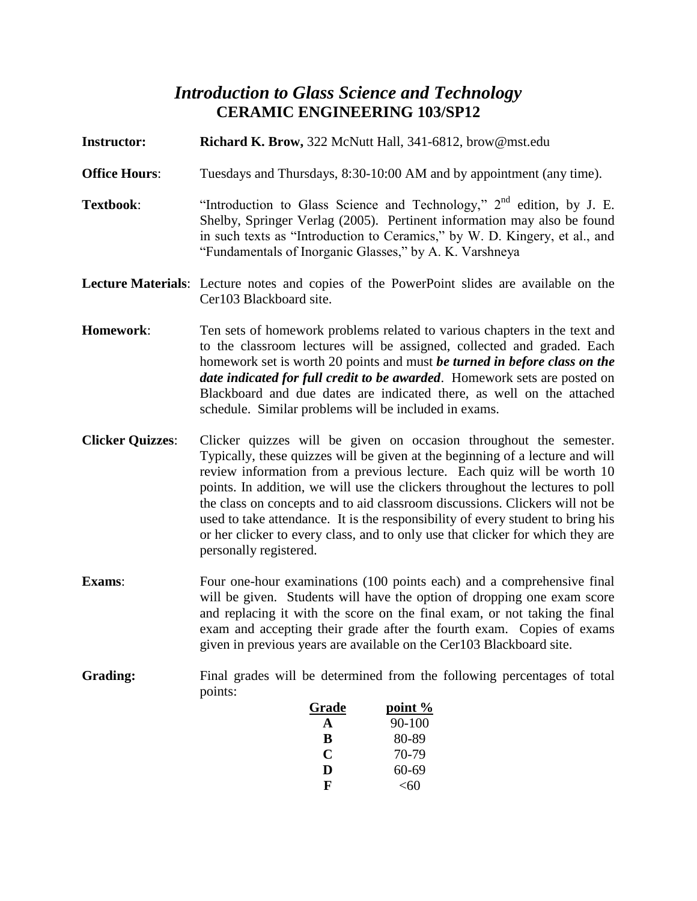# *Introduction to Glass Science and Technology*

## CERAMIC ENGINEERING 103/SP12

**Instructor:** **Richard K. Brow,** 322 McNutt Hall, 341-6812, brow@mst.edu

**Office Hours**: Tuesdays and Thursdays, 8:30-10:00 AM and by appointment (any time).

**Textbook**: "Introduction to Glass Science and Technology," 2nd edition, by J. E. Shelby, Springer Verlag (2005). Pertinent information may also be found in such texts as "Introduction to Ceramics," by W. D. Kingery, et al., and "Fundamentals of Inorganic Glasses," by A. K. Varshneya

**Lecture Materials**: Lecture notes and copies of the PowerPoint slides are available on the Cer103 Blackboard site.

**Homework**: Ten sets of homework problems related to various chapters in the text and to the classroom lectures will be assigned, collected and graded. Each homework set is worth 20 points and must ***be turned in before class on the date indicated for full credit to be awarded***. Homework sets are posted on Blackboard and due dates are indicated there, as well on the attached schedule. Similar problems will be included in exams.

**Clicker Quizzes**: Clicker quizzes will be given on occasion throughout the semester. Typically, these quizzes will be given at the beginning of a lecture and will review information from a previous lecture. Each quiz will be worth 10 points. In addition, we will use the clickers throughout the lectures to poll the class on concepts and to aid classroom discussions. Clickers will not be used to take attendance. It is the responsibility of every student to bring his or her clicker to every class, and to only use that clicker for which they are personally registered.

**Exams**: Four one-hour examinations (100 points each) and a comprehensive final will be given. Students will have the option of dropping one exam score and replacing it with the score on the final exam, or not taking the final exam and accepting their grade after the fourth exam. Copies of exams given in previous years are available on the Cer103 Blackboard site.

**Grading:** Final grades will be determined from the following percentages of total points:

| Grade | point % |
|---|---|
| **A** | 90-100 |
| **B** | 80-89 |
| **C** | 70-79 |
| **D** | 60-69 |
| **F** | <60 |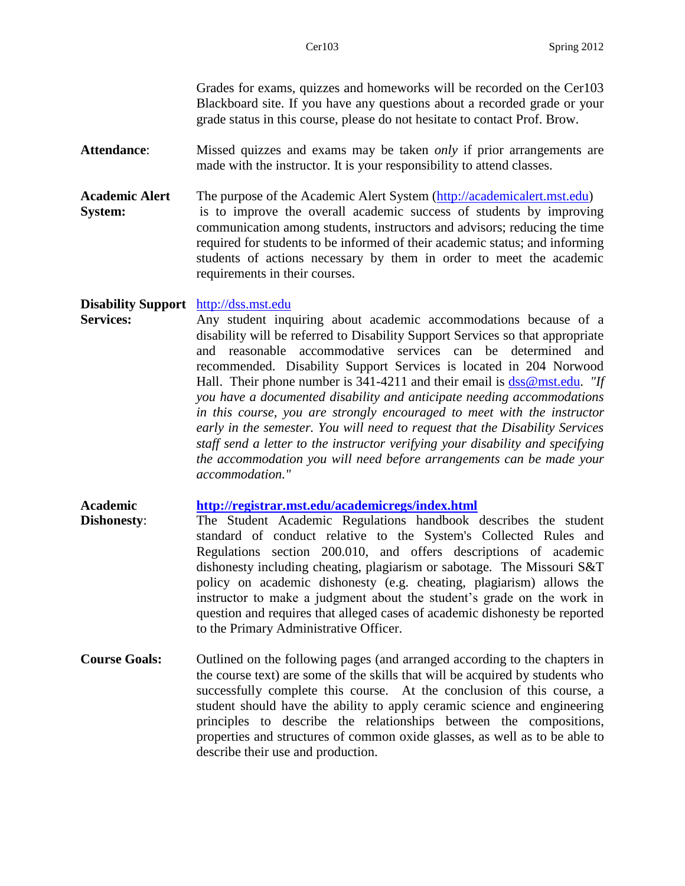Grades for exams, quizzes and homeworks will be recorded on the Cer103 Blackboard site. If you have any questions about a recorded grade or your grade status in this course, please do not hesitate to contact Prof. Brow.

**Attendance**: Missed quizzes and exams may be taken *only* if prior arrangements are made with the instructor. It is your responsibility to attend classes.

**Academic Alert System:** The purpose of the Academic Alert System (http://academicalert.mst.edu) is to improve the overall academic success of students by improving communication among students, instructors and advisors; reducing the time required for students to be informed of their academic status; and informing students of actions necessary by them in order to meet the academic requirements in their courses.

**Disability Support Services:** http://dss.mst.edu
Any student inquiring about academic accommodations because of a disability will be referred to Disability Support Services so that appropriate and reasonable accommodative services can be determined and recommended. Disability Support Services is located in 204 Norwood Hall. Their phone number is 341-4211 and their email is dss@mst.edu. *"If you have a documented disability and anticipate needing accommodations in this course, you are strongly encouraged to meet with the instructor early in the semester. You will need to request that the Disability Services staff send a letter to the instructor verifying your disability and specifying the accommodation you will need before arrangements can be made your accommodation."*

**Academic Dishonesty**: **http://registrar.mst.edu/academicregs/index.html**
The Student Academic Regulations handbook describes the student standard of conduct relative to the System's Collected Rules and Regulations section 200.010, and offers descriptions of academic dishonesty including cheating, plagiarism or sabotage. The Missouri S&T policy on academic dishonesty (e.g. cheating, plagiarism) allows the instructor to make a judgment about the student's grade on the work in question and requires that alleged cases of academic dishonesty be reported to the Primary Administrative Officer.

**Course Goals:** Outlined on the following pages (and arranged according to the chapters in the course text) are some of the skills that will be acquired by students who successfully complete this course. At the conclusion of this course, a student should have the ability to apply ceramic science and engineering principles to describe the relationships between the compositions, properties and structures of common oxide glasses, as well as to be able to describe their use and production.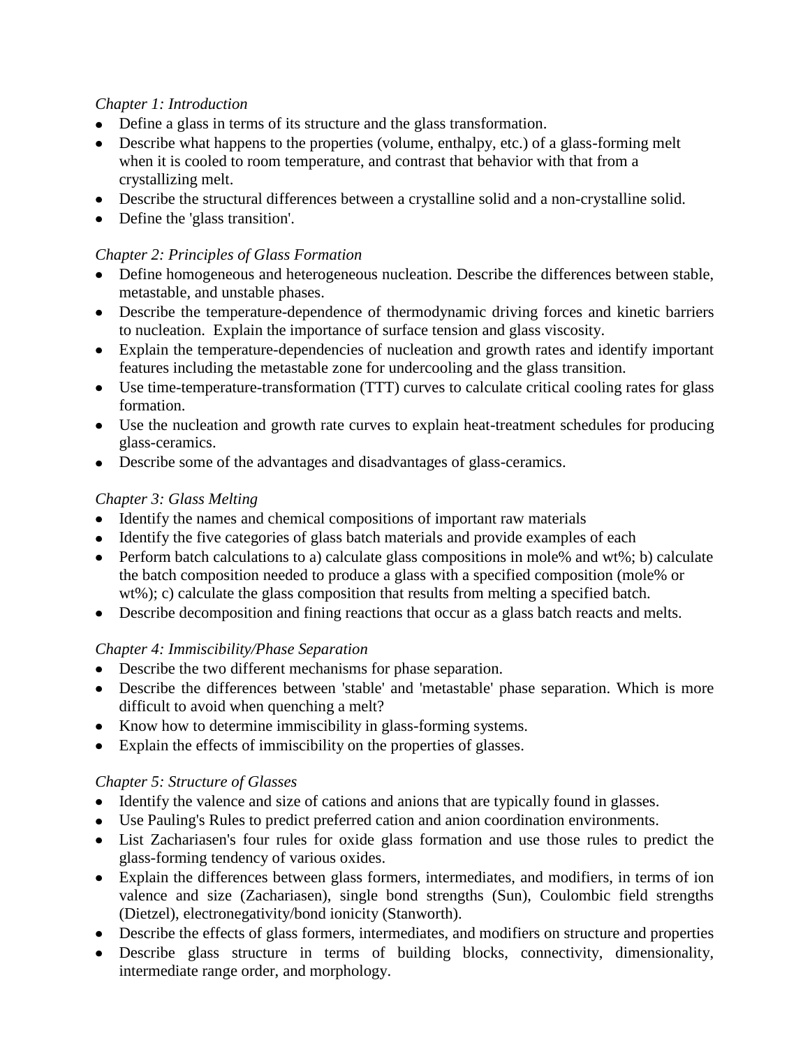*Chapter 1: Introduction*

- Define a glass in terms of its structure and the glass transformation.
- Describe what happens to the properties (volume, enthalpy, etc.) of a glass-forming melt when it is cooled to room temperature, and contrast that behavior with that from a crystallizing melt.
- Describe the structural differences between a crystalline solid and a non-crystalline solid.
- Define the 'glass transition'.

*Chapter 2: Principles of Glass Formation*

- Define homogeneous and heterogeneous nucleation. Describe the differences between stable, metastable, and unstable phases.
- Describe the temperature-dependence of thermodynamic driving forces and kinetic barriers to nucleation. Explain the importance of surface tension and glass viscosity.
- Explain the temperature-dependencies of nucleation and growth rates and identify important features including the metastable zone for undercooling and the glass transition.
- Use time-temperature-transformation (TTT) curves to calculate critical cooling rates for glass formation.
- Use the nucleation and growth rate curves to explain heat-treatment schedules for producing glass-ceramics.
- Describe some of the advantages and disadvantages of glass-ceramics.

*Chapter 3: Glass Melting*

- Identify the names and chemical compositions of important raw materials
- Identify the five categories of glass batch materials and provide examples of each
- Perform batch calculations to a) calculate glass compositions in mole% and wt%; b) calculate the batch composition needed to produce a glass with a specified composition (mole% or wt%); c) calculate the glass composition that results from melting a specified batch.
- Describe decomposition and fining reactions that occur as a glass batch reacts and melts.

*Chapter 4: Immiscibility/Phase Separation*

- Describe the two different mechanisms for phase separation.
- Describe the differences between 'stable' and 'metastable' phase separation. Which is more difficult to avoid when quenching a melt?
- Know how to determine immiscibility in glass-forming systems.
- Explain the effects of immiscibility on the properties of glasses.

*Chapter 5: Structure of Glasses*

- Identify the valence and size of cations and anions that are typically found in glasses.
- Use Pauling's Rules to predict preferred cation and anion coordination environments.
- List Zachariasen's four rules for oxide glass formation and use those rules to predict the glass-forming tendency of various oxides.
- Explain the differences between glass formers, intermediates, and modifiers, in terms of ion valence and size (Zachariasen), single bond strengths (Sun), Coulombic field strengths (Dietzel), electronegativity/bond ionicity (Stanworth).
- Describe the effects of glass formers, intermediates, and modifiers on structure and properties
- Describe glass structure in terms of building blocks, connectivity, dimensionality, intermediate range order, and morphology.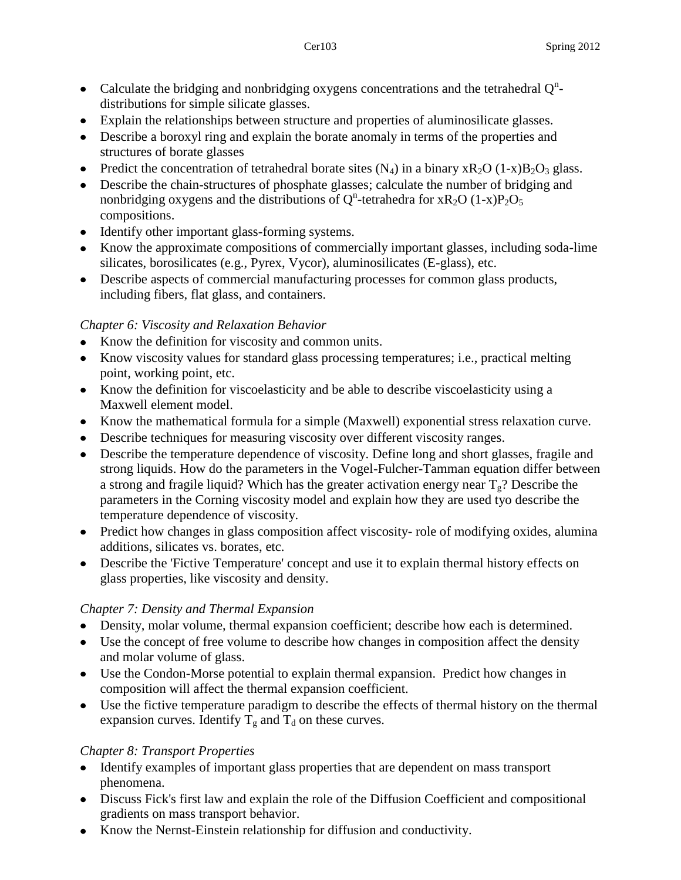- Calculate the bridging and nonbridging oxygens concentrations and the tetrahedral $Q^n$-distributions for simple silicate glasses.
- Explain the relationships between structure and properties of aluminosilicate glasses.
- Describe a boroxyl ring and explain the borate anomaly in terms of the properties and structures of borate glasses
- Predict the concentration of tetrahedral borate sites ($N_4$) in a binary $xR_2O$ $(1-x)B_2O_3$ glass.
- Describe the chain-structures of phosphate glasses; calculate the number of bridging and nonbridging oxygens and the distributions of $Q^n$-tetrahedra for $xR_2O$ $(1-x)P_2O_5$ compositions.
- Identify other important glass-forming systems.
- Know the approximate compositions of commercially important glasses, including soda-lime silicates, borosilicates (e.g., Pyrex, Vycor), aluminosilicates (E-glass), etc.
- Describe aspects of commercial manufacturing processes for common glass products, including fibers, flat glass, and containers.

*Chapter 6: Viscosity and Relaxation Behavior*

- Know the definition for viscosity and common units.
- Know viscosity values for standard glass processing temperatures; i.e., practical melting point, working point, etc.
- Know the definition for viscoelasticity and be able to describe viscoelasticity using a Maxwell element model.
- Know the mathematical formula for a simple (Maxwell) exponential stress relaxation curve.
- Describe techniques for measuring viscosity over different viscosity ranges.
- Describe the temperature dependence of viscosity. Define long and short glasses, fragile and strong liquids. How do the parameters in the Vogel-Fulcher-Tamman equation differ between a strong and fragile liquid? Which has the greater activation energy near $T_g$? Describe the parameters in the Corning viscosity model and explain how they are used tyo describe the temperature dependence of viscosity.
- Predict how changes in glass composition affect viscosity- role of modifying oxides, alumina additions, silicates vs. borates, etc.
- Describe the 'Fictive Temperature' concept and use it to explain thermal history effects on glass properties, like viscosity and density.

*Chapter 7: Density and Thermal Expansion*

- Density, molar volume, thermal expansion coefficient; describe how each is determined.
- Use the concept of free volume to describe how changes in composition affect the density and molar volume of glass.
- Use the Condon-Morse potential to explain thermal expansion. Predict how changes in composition will affect the thermal expansion coefficient.
- Use the fictive temperature paradigm to describe the effects of thermal history on the thermal expansion curves. Identify $T_g$ and $T_d$ on these curves.

*Chapter 8: Transport Properties*

- Identify examples of important glass properties that are dependent on mass transport phenomena.
- Discuss Fick's first law and explain the role of the Diffusion Coefficient and compositional gradients on mass transport behavior.
- Know the Nernst-Einstein relationship for diffusion and conductivity.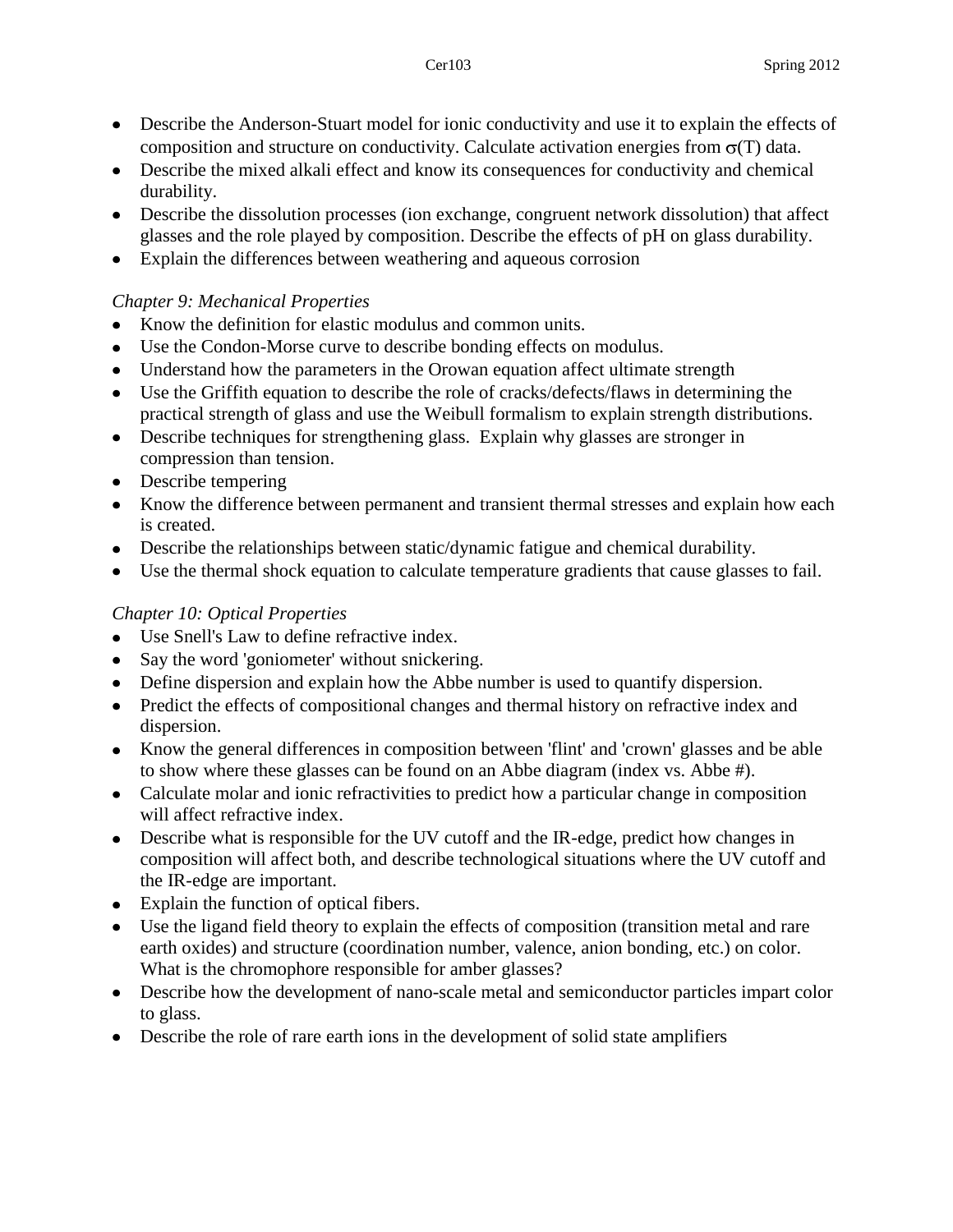- Describe the Anderson-Stuart model for ionic conductivity and use it to explain the effects of composition and structure on conductivity. Calculate activation energies from $\sigma(T)$ data.
- Describe the mixed alkali effect and know its consequences for conductivity and chemical durability.
- Describe the dissolution processes (ion exchange, congruent network dissolution) that affect glasses and the role played by composition. Describe the effects of pH on glass durability.
- Explain the differences between weathering and aqueous corrosion

*Chapter 9: Mechanical Properties*

- Know the definition for elastic modulus and common units.
- Use the Condon-Morse curve to describe bonding effects on modulus.
- Understand how the parameters in the Orowan equation affect ultimate strength
- Use the Griffith equation to describe the role of cracks/defects/flaws in determining the practical strength of glass and use the Weibull formalism to explain strength distributions.
- Describe techniques for strengthening glass. Explain why glasses are stronger in compression than tension.
- Describe tempering
- Know the difference between permanent and transient thermal stresses and explain how each is created.
- Describe the relationships between static/dynamic fatigue and chemical durability.
- Use the thermal shock equation to calculate temperature gradients that cause glasses to fail.

*Chapter 10: Optical Properties*

- Use Snell's Law to define refractive index.
- Say the word 'goniometer' without snickering.
- Define dispersion and explain how the Abbe number is used to quantify dispersion.
- Predict the effects of compositional changes and thermal history on refractive index and dispersion.
- Know the general differences in composition between 'flint' and 'crown' glasses and be able to show where these glasses can be found on an Abbe diagram (index vs. Abbe #).
- Calculate molar and ionic refractivities to predict how a particular change in composition will affect refractive index.
- Describe what is responsible for the UV cutoff and the IR-edge, predict how changes in composition will affect both, and describe technological situations where the UV cutoff and the IR-edge are important.
- Explain the function of optical fibers.
- Use the ligand field theory to explain the effects of composition (transition metal and rare earth oxides) and structure (coordination number, valence, anion bonding, etc.) on color. What is the chromophore responsible for amber glasses?
- Describe how the development of nano-scale metal and semiconductor particles impart color to glass.
- Describe the role of rare earth ions in the development of solid state amplifiers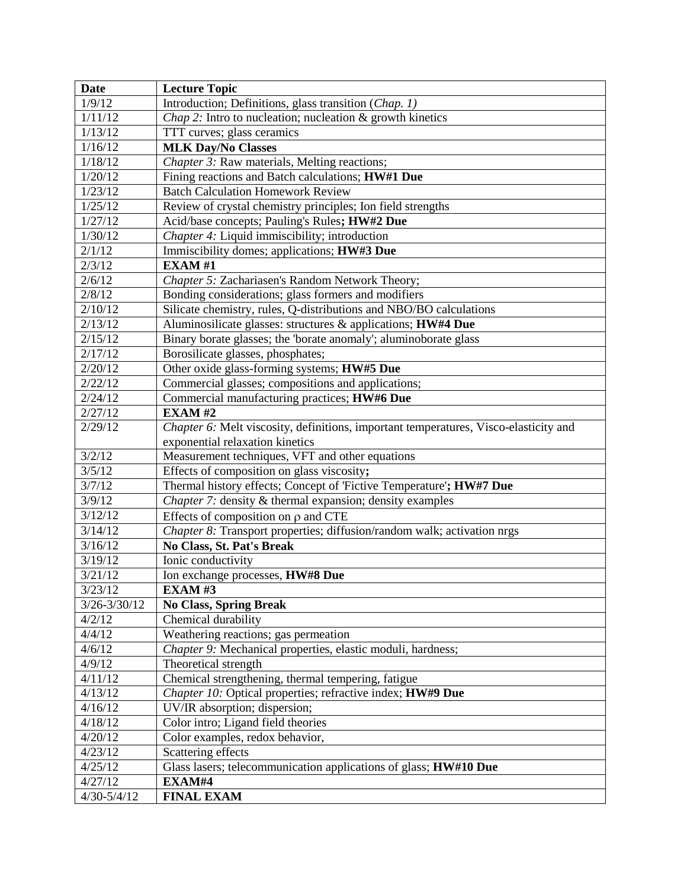| **Date** | **Lecture Topic** |
|---|---|
| 1/9/12 | Introduction; Definitions, glass transition (*Chap. 1)* |
| 1/11/12 | *Chap 2:* Intro to nucleation; nucleation & growth kinetics |
| 1/13/12 | TTT curves; glass ceramics |
| 1/16/12 | **MLK Day/No Classes** |
| 1/18/12 | *Chapter 3:* Raw materials, Melting reactions; |
| 1/20/12 | Fining reactions and Batch calculations; **HW#1 Due** |
| 1/23/12 | Batch Calculation Homework Review |
| 1/25/12 | Review of crystal chemistry principles; Ion field strengths |
| 1/27/12 | Acid/base concepts; Pauling's Rules**; HW#2 Due** |
| 1/30/12 | *Chapter 4:* Liquid immiscibility; introduction |
| 2/1/12 | Immiscibility domes; applications; **HW#3 Due** |
| 2/3/12 | **EXAM #1** |
| 2/6/12 | *Chapter 5:* Zachariasen's Random Network Theory; |
| 2/8/12 | Bonding considerations; glass formers and modifiers |
| 2/10/12 | Silicate chemistry, rules, Q-distributions and NBO/BO calculations |
| 2/13/12 | Aluminosilicate glasses: structures & applications; **HW#4 Due** |
| 2/15/12 | Binary borate glasses; the 'borate anomaly'; aluminoborate glass |
| 2/17/12 | Borosilicate glasses, phosphates; |
| 2/20/12 | Other oxide glass-forming systems; **HW#5 Due** |
| 2/22/12 | Commercial glasses; compositions and applications; |
| 2/24/12 | Commercial manufacturing practices; **HW#6 Due** |
| 2/27/12 | **EXAM #2** |
| 2/29/12 | *Chapter 6:* Melt viscosity, definitions, important temperatures, Visco-elasticity and exponential relaxation kinetics |
| 3/2/12 | Measurement techniques, VFT and other equations |
| 3/5/12 | Effects of composition on glass viscosity**;** |
| 3/7/12 | Thermal history effects; Concept of 'Fictive Temperature'**; HW#7 Due** |
| 3/9/12 | *Chapter 7:* density & thermal expansion; density examples |
| 3/12/12 | Effects of composition on $\rho$ and CTE |
| 3/14/12 | *Chapter 8:* Transport properties; diffusion/random walk; activation nrgs |
| 3/16/12 | **No Class, St. Pat's Break** |
| 3/19/12 | Ionic conductivity |
| 3/21/12 | Ion exchange processes, **HW#8 Due** |
| 3/23/12 | **EXAM #3** |
| 3/26-3/30/12 | **No Class, Spring Break** |
| 4/2/12 | Chemical durability |
| 4/4/12 | Weathering reactions; gas permeation |
| 4/6/12 | *Chapter 9:* Mechanical properties, elastic moduli, hardness; |
| 4/9/12 | Theoretical strength |
| 4/11/12 | Chemical strengthening, thermal tempering, fatigue |
| 4/13/12 | *Chapter 10:* Optical properties; refractive index; **HW#9 Due** |
| 4/16/12 | UV/IR absorption; dispersion; |
| 4/18/12 | Color intro; Ligand field theories |
| 4/20/12 | Color examples, redox behavior, |
| 4/23/12 | Scattering effects |
| 4/25/12 | Glass lasers; telecommunication applications of glass; **HW#10 Due** |
| 4/27/12 | **EXAM#4** |
| 4/30-5/4/12 | **FINAL EXAM** |